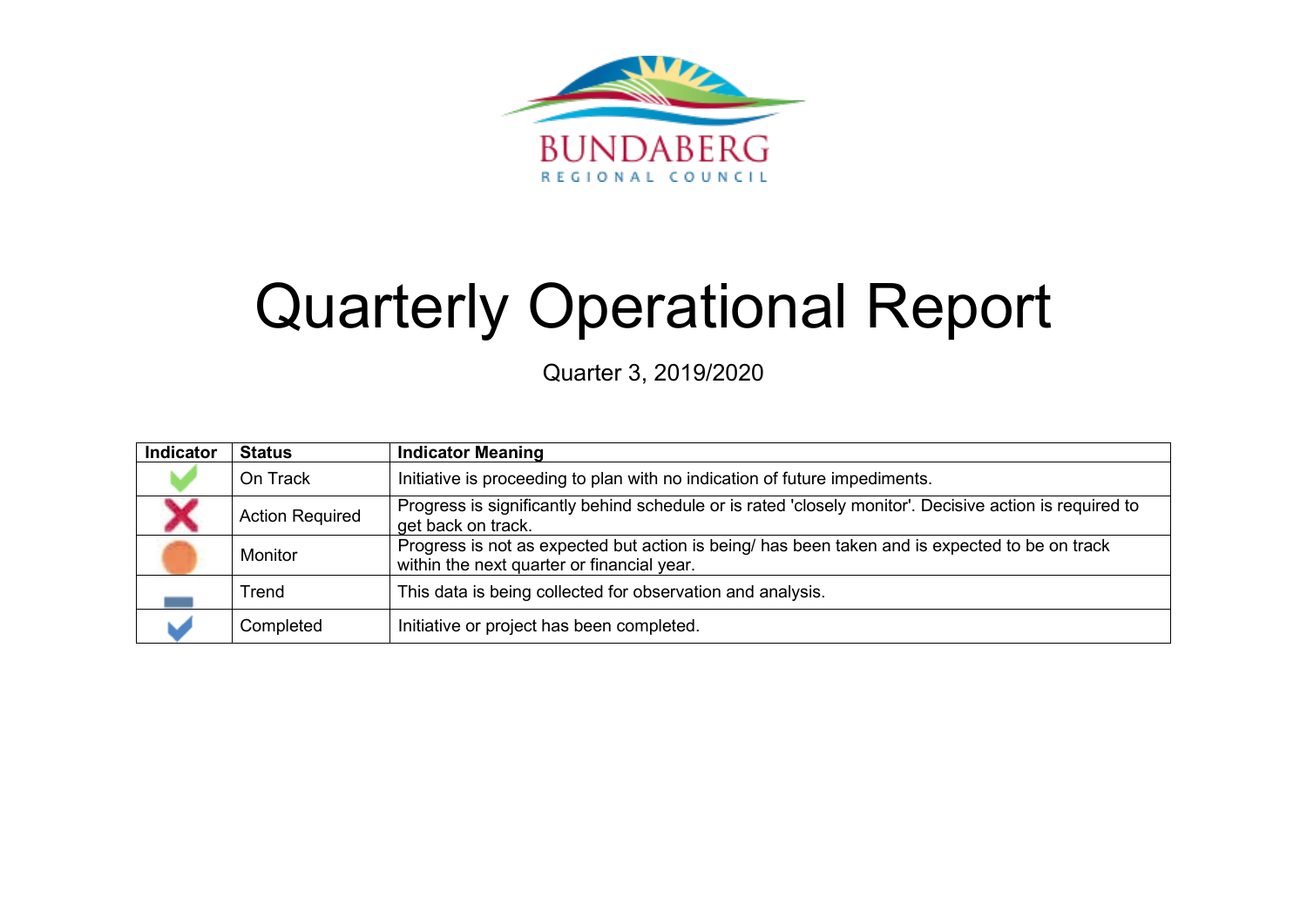BUNDABERG
REGIONAL COUNCIL

# Quarterly Operational Report

Quarter 3, 2019/2020

| Indicator | Status | Indicator Meaning |
|---|---|---|
| | On Track | Initiative is proceeding to plan with no indication of future impediments. |
| | Action Required | Progress is significantly behind schedule or is rated 'closely monitor'. Decisive action is required to get back on track. |
| | Monitor | Progress is not as expected but action is being/ has been taken and is expected to be on track within the next quarter or financial year. |
| | Trend | This data is being collected for observation and analysis. |
| | Completed | Initiative or project has been completed. |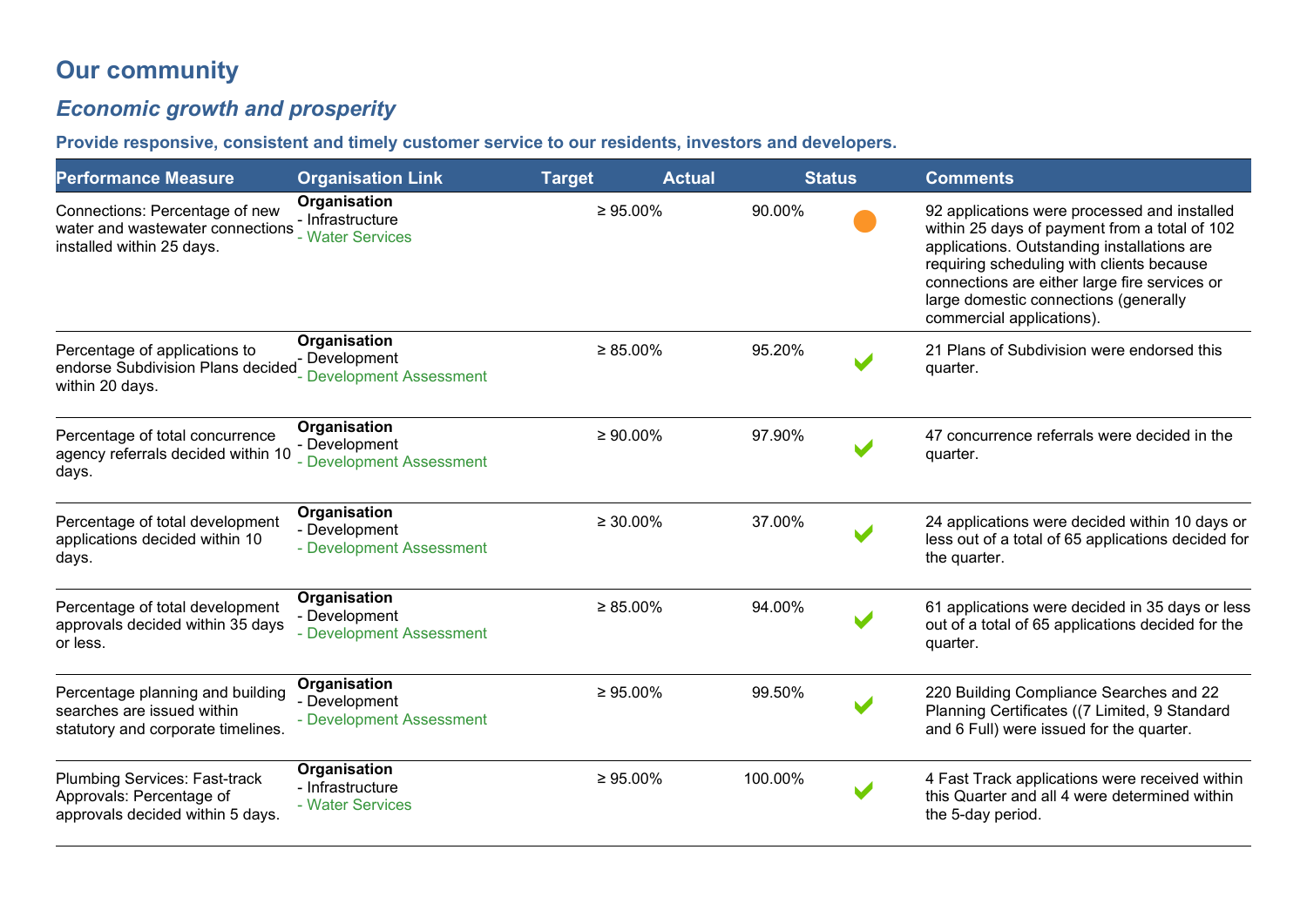# Our community

## *Economic growth and prosperity*

### Provide responsive, consistent and timely customer service to our residents, investors and developers.

| Performance Measure | Organisation Link | Target | Actual | Status | Comments |
|---|---|---|---|---|---|
| Connections: Percentage of new water and wastewater connections installed within 25 days. | **Organisation** - Infrastructure - Water Services | ≥ 95.00% | 90.00% | ● | 92 applications were processed and installed within 25 days of payment from a total of 102 applications. Outstanding installations are requiring scheduling with clients because connections are either large fire services or large domestic connections (generally commercial applications). |
| Percentage of applications to endorse Subdivision Plans decided within 20 days. | **Organisation** - Development - Development Assessment | ≥ 85.00% | 95.20% | ✔ | 21 Plans of Subdivision were endorsed this quarter. |
| Percentage of total concurrence agency referrals decided within 10 days. | **Organisation** - Development - Development Assessment | ≥ 90.00% | 97.90% | ✔ | 47 concurrence referrals were decided in the quarter. |
| Percentage of total development applications decided within 10 days. | **Organisation** - Development - Development Assessment | ≥ 30.00% | 37.00% | ✔ | 24 applications were decided within 10 days or less out of a total of 65 applications decided for the quarter. |
| Percentage of total development approvals decided within 35 days or less. | **Organisation** - Development - Development Assessment | ≥ 85.00% | 94.00% | ✔ | 61 applications were decided in 35 days or less out of a total of 65 applications decided for the quarter. |
| Percentage planning and building searches are issued within statutory and corporate timelines. | **Organisation** - Development - Development Assessment | ≥ 95.00% | 99.50% | ✔ | 220 Building Compliance Searches and 22 Planning Certificates ((7 Limited, 9 Standard and 6 Full) were issued for the quarter. |
| Plumbing Services: Fast-track Approvals: Percentage of approvals decided within 5 days. | **Organisation** - Infrastructure - Water Services | ≥ 95.00% | 100.00% | ✔ | 4 Fast Track applications were received within this Quarter and all 4 were determined within the 5-day period. |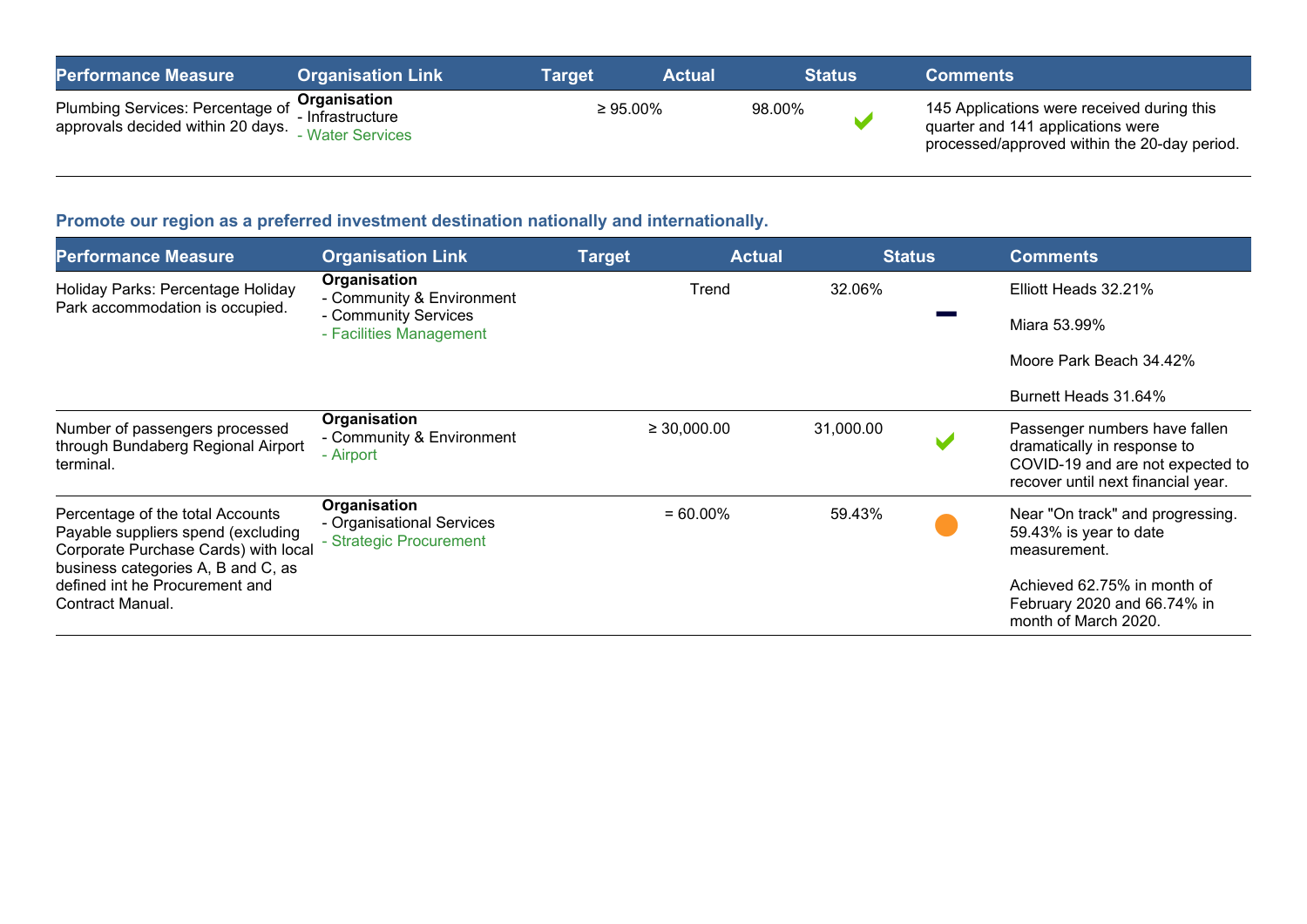| Performance Measure | Organisation Link | Target | Actual | Status | Comments |
| --- | --- | --- | --- | --- | --- |
| Plumbing Services: Percentage of approvals decided within 20 days. | **Organisation**<br>- Infrastructure<br>- Water Services | ≥ 95.00% | 98.00% | ✔ | 145 Applications were received during this quarter and 141 applications were processed/approved within the 20-day period. |

### Promote our region as a preferred investment destination nationally and internationally.

| Performance Measure | Organisation Link | Target | Actual | Status | Comments |
| --- | --- | --- | --- | --- | --- |
| Holiday Parks: Percentage Holiday Park accommodation is occupied. | **Organisation**<br>- Community & Environment<br>- Community Services<br>- Facilities Management | Trend | 32.06% | — | Elliott Heads 32.21%<br><br>Miara 53.99%<br><br>Moore Park Beach 34.42%<br><br>Burnett Heads 31.64% |
| Number of passengers processed through Bundaberg Regional Airport terminal. | **Organisation**<br>- Community & Environment<br>- Airport | ≥ 30,000.00 | 31,000.00 | ✔ | Passenger numbers have fallen dramatically in response to COVID-19 and are not expected to recover until next financial year. |
| Percentage of the total Accounts Payable suppliers spend (excluding Corporate Purchase Cards) with local business categories A, B and C, as defined int he Procurement and Contract Manual. | **Organisation**<br>- Organisational Services<br>- Strategic Procurement | = 60.00% | 59.43% | ● | Near "On track" and progressing. 59.43% is year to date measurement.<br><br>Achieved 62.75% in month of February 2020 and 66.74% in month of March 2020. |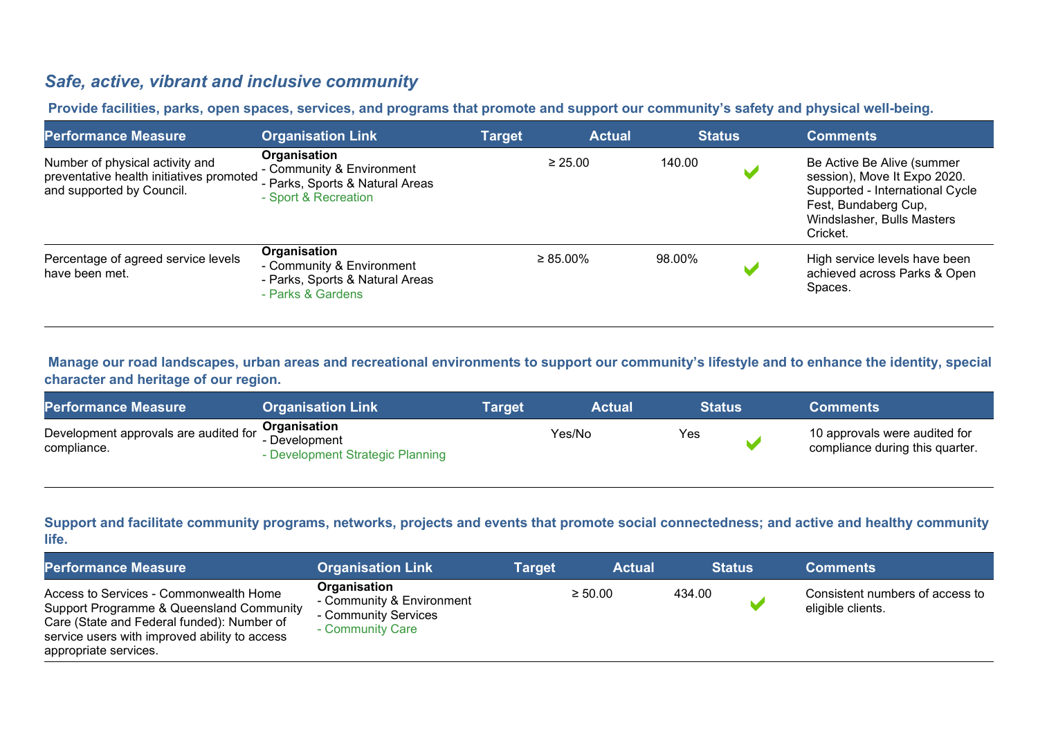## *Safe, active, vibrant and inclusive community*

### Provide facilities, parks, open spaces, services, and programs that promote and support our community's safety and physical well-being.

| Performance Measure | Organisation Link | Target | Actual | Status | Comments |
|---|---|---|---|---|---|
| Number of physical activity and preventative health initiatives promoted and supported by Council. | **Organisation**<br>- Community & Environment<br>- Parks, Sports & Natural Areas<br>- Sport & Recreation | ≥ 25.00 | 140.00 | ✔ | Be Active Be Alive (summer session), Move It Expo 2020. Supported - International Cycle Fest, Bundaberg Cup, Windslasher, Bulls Masters Cricket. |
| Percentage of agreed service levels have been met. | **Organisation**<br>- Community & Environment<br>- Parks, Sports & Natural Areas<br>- Parks & Gardens | ≥ 85.00% | 98.00% | ✔ | High service levels have been achieved across Parks & Open Spaces. |

### Manage our road landscapes, urban areas and recreational environments to support our community's lifestyle and to enhance the identity, special character and heritage of our region.

| Performance Measure | Organisation Link | Target | Actual | Status | Comments |
|---|---|---|---|---|---|
| Development approvals are audited for compliance. | **Organisation**<br>- Development<br>- Development Strategic Planning | Yes/No | Yes | ✔ | 10 approvals were audited for compliance during this quarter. |

### Support and facilitate community programs, networks, projects and events that promote social connectedness; and active and healthy community life.

| Performance Measure | Organisation Link | Target | Actual | Status | Comments |
|---|---|---|---|---|---|
| Access to Services - Commonwealth Home Support Programme & Queensland Community Care (State and Federal funded): Number of service users with improved ability to access appropriate services. | **Organisation**<br>- Community & Environment<br>- Community Services<br>- Community Care | ≥ 50.00 | 434.00 | ✔ | Consistent numbers of access to eligible clients. |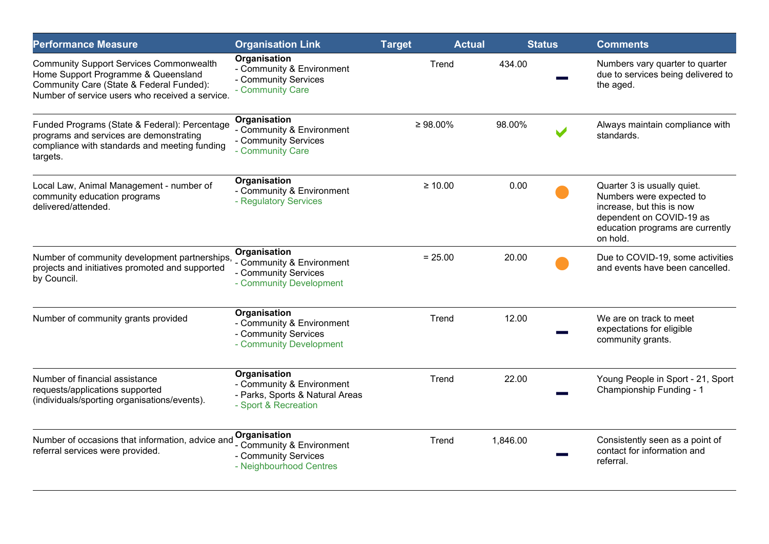| Performance Measure | Organisation Link | Target | Actual | Status | Comments |
|---|---|---|---|---|---|
| Community Support Services Commonwealth Home Support Programme & Queensland Community Care (State & Federal Funded): Number of service users who received a service. | **Organisation**<br>- Community & Environment<br>- Community Services<br>- Community Care | Trend | 434.00 | — | Numbers vary quarter to quarter due to services being delivered to the aged. |
| Funded Programs (State & Federal): Percentage programs and services are demonstrating compliance with standards and meeting funding targets. | **Organisation**<br>- Community & Environment<br>- Community Services<br>- Community Care | ≥ 98.00% | 98.00% | ✔ | Always maintain compliance with standards. |
| Local Law, Animal Management - number of community education programs delivered/attended. | **Organisation**<br>- Community & Environment<br>- Regulatory Services | ≥ 10.00 | 0.00 | ● | Quarter 3 is usually quiet. Numbers were expected to increase, but this is now dependent on COVID-19 as education programs are currently on hold. |
| Number of community development partnerships, projects and initiatives promoted and supported by Council. | **Organisation**<br>- Community & Environment<br>- Community Services<br>- Community Development | = 25.00 | 20.00 | ● | Due to COVID-19, some activities and events have been cancelled. |
| Number of community grants provided | **Organisation**<br>- Community & Environment<br>- Community Services<br>- Community Development | Trend | 12.00 | — | We are on track to meet expectations for eligible community grants. |
| Number of financial assistance requests/applications supported (individuals/sporting organisations/events). | **Organisation**<br>- Community & Environment<br>- Parks, Sports & Natural Areas<br>- Sport & Recreation | Trend | 22.00 | — | Young People in Sport - 21, Sport Championship Funding - 1 |
| Number of occasions that information, advice and referral services were provided. | **Organisation**<br>- Community & Environment<br>- Community Services<br>- Neighbourhood Centres | Trend | 1,846.00 | — | Consistently seen as a point of contact for information and referral. |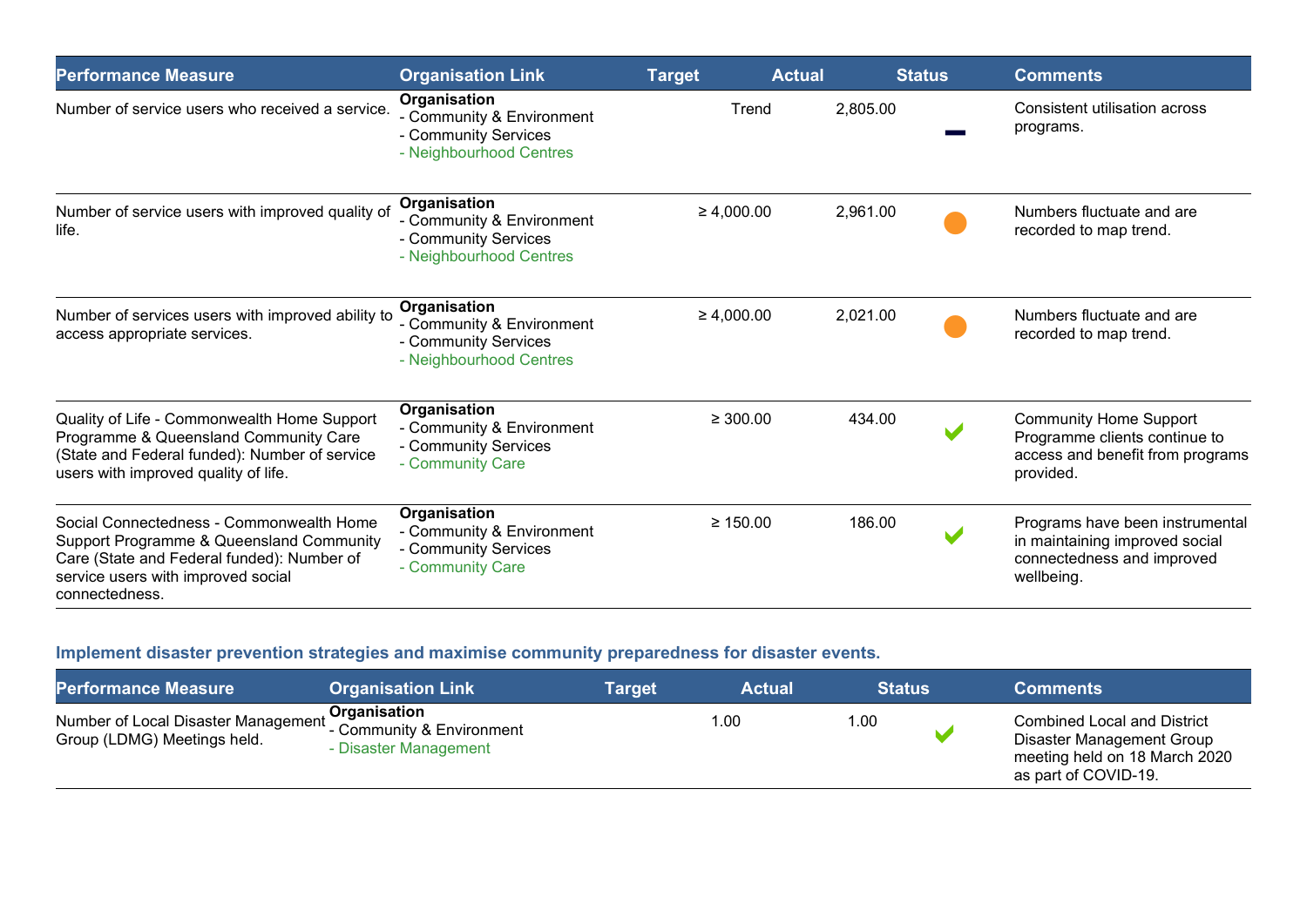| Performance Measure | Organisation Link | Target | Actual | Status | Comments |
|---|---|---|---|---|---|
| Number of service users who received a service. | **Organisation**<br>- Community & Environment<br>- Community Services<br>- Neighbourhood Centres | Trend | 2,805.00 | ▬ | Consistent utilisation across programs. |
| Number of service users with improved quality of life. | **Organisation**<br>- Community & Environment<br>- Community Services<br>- Neighbourhood Centres | ≥ 4,000.00 | 2,961.00 | ● | Numbers fluctuate and are recorded to map trend. |
| Number of services users with improved ability to access appropriate services. | **Organisation**<br>- Community & Environment<br>- Community Services<br>- Neighbourhood Centres | ≥ 4,000.00 | 2,021.00 | ● | Numbers fluctuate and are recorded to map trend. |
| Quality of Life - Commonwealth Home Support Programme & Queensland Community Care (State and Federal funded): Number of service users with improved quality of life. | **Organisation**<br>- Community & Environment<br>- Community Services<br>- Community Care | ≥ 300.00 | 434.00 | ✔ | Community Home Support Programme clients continue to access and benefit from programs provided. |
| Social Connectedness - Commonwealth Home Support Programme & Queensland Community Care (State and Federal funded): Number of service users with improved social connectedness. | **Organisation**<br>- Community & Environment<br>- Community Services<br>- Community Care | ≥ 150.00 | 186.00 | ✔ | Programs have been instrumental in maintaining improved social connectedness and improved wellbeing. |

### Implement disaster prevention strategies and maximise community preparedness for disaster events.

| Performance Measure | Organisation Link | Target | Actual | Status | Comments |
|---|---|---|---|---|---|
| Number of Local Disaster Management Group (LDMG) Meetings held. | **Organisation**<br>- Community & Environment<br>- Disaster Management | 1.00 | 1.00 | ✔ | Combined Local and District Disaster Management Group meeting held on 18 March 2020 as part of COVID-19. |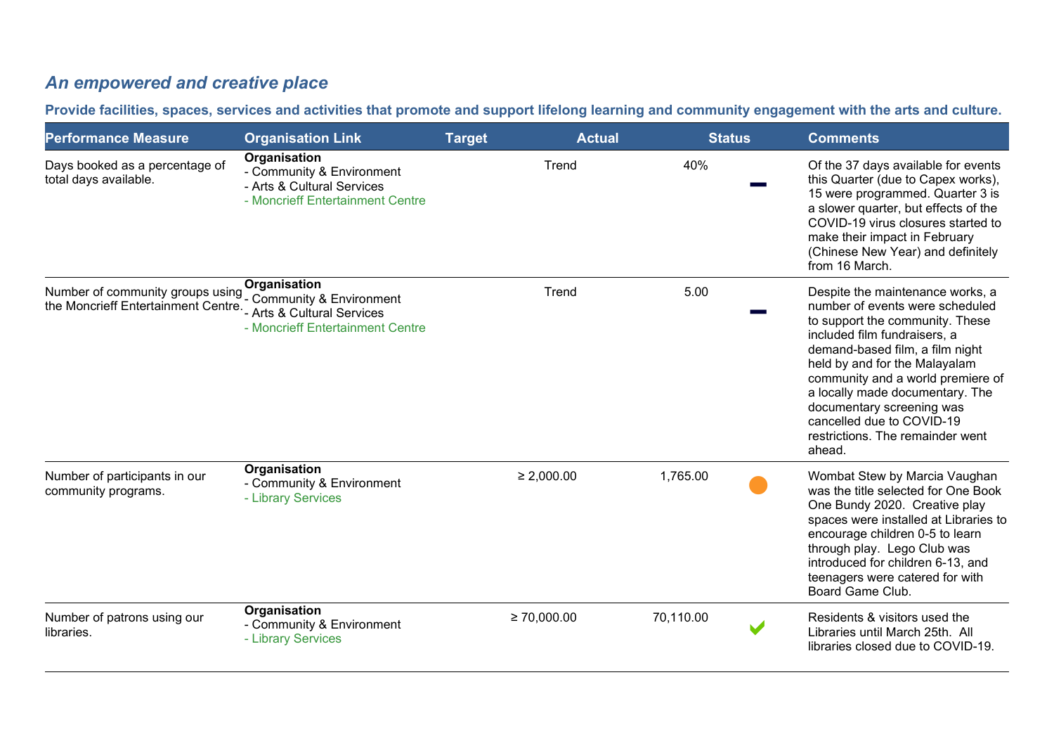## *An empowered and creative place*

**Provide facilities, spaces, services and activities that promote and support lifelong learning and community engagement with the arts and culture.**

| Performance Measure | Organisation Link | Target | Actual | Status | Comments |
|---|---|---|---|---|---|
| Days booked as a percentage of total days available. | **Organisation**<br>- Community & Environment<br>- Arts & Cultural Services<br>- Moncrieff Entertainment Centre | Trend | 40% | — | Of the 37 days available for events this Quarter (due to Capex works), 15 were programmed. Quarter 3 is a slower quarter, but effects of the COVID-19 virus closures started to make their impact in February (Chinese New Year) and definitely from 16 March. |
| Number of community groups using the Moncrieff Entertainment Centre. | **Organisation**<br>- Community & Environment<br>- Arts & Cultural Services<br>- Moncrieff Entertainment Centre | Trend | 5.00 | — | Despite the maintenance works, a number of events were scheduled to support the community. These included film fundraisers, a demand-based film, a film night held by and for the Malayalam community and a world premiere of a locally made documentary. The documentary screening was cancelled due to COVID-19 restrictions. The remainder went ahead. |
| Number of participants in our community programs. | **Organisation**<br>- Community & Environment<br>- Library Services | ≥ 2,000.00 | 1,765.00 | ● | Wombat Stew by Marcia Vaughan was the title selected for One Book One Bundy 2020. Creative play spaces were installed at Libraries to encourage children 0-5 to learn through play. Lego Club was introduced for children 6-13, and teenagers were catered for with Board Game Club. |
| Number of patrons using our libraries. | **Organisation**<br>- Community & Environment<br>- Library Services | ≥ 70,000.00 | 70,110.00 | ✔ | Residents & visitors used the Libraries until March 25th. All libraries closed due to COVID-19. |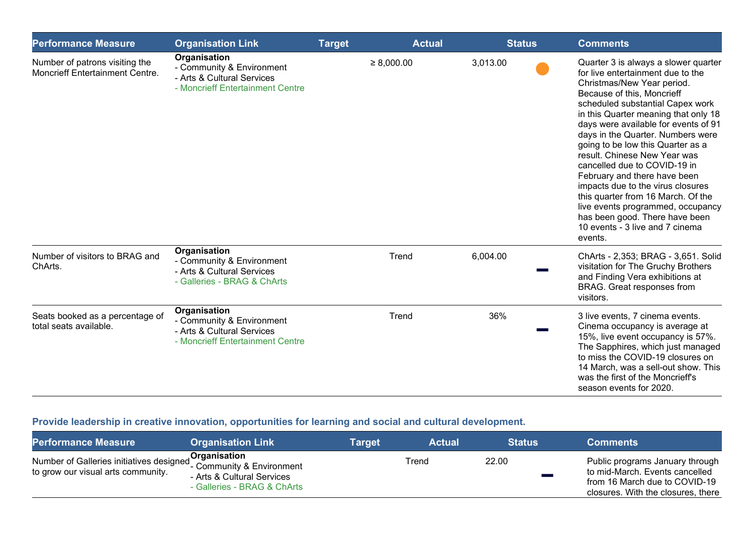| Performance Measure | Organisation Link | Target | Actual | Status | Comments |
| --- | --- | --- | --- | --- | --- |
| Number of patrons visiting the Moncrieff Entertainment Centre. | **Organisation**<br>- Community & Environment<br>- Arts & Cultural Services<br>- Moncrieff Entertainment Centre | ≥ 8,000.00 | 3,013.00 | ● | Quarter 3 is always a slower quarter for live entertainment due to the Christmas/New Year period. Because of this, Moncrieff scheduled substantial Capex work in this Quarter meaning that only 18 days were available for events of 91 days in the Quarter. Numbers were going to be low this Quarter as a result. Chinese New Year was cancelled due to COVID-19 in February and there have been impacts due to the virus closures this quarter from 16 March. Of the live events programmed, occupancy has been good. There have been 10 events - 3 live and 7 cinema events. |
| Number of visitors to BRAG and ChArts. | **Organisation**<br>- Community & Environment<br>- Arts & Cultural Services<br>- Galleries - BRAG & ChArts | Trend | 6,004.00 | – | ChArts - 2,353; BRAG - 3,651. Solid visitation for The Gruchy Brothers and Finding Vera exhibitions at BRAG. Great responses from visitors. |
| Seats booked as a percentage of total seats available. | **Organisation**<br>- Community & Environment<br>- Arts & Cultural Services<br>- Moncrieff Entertainment Centre | Trend | 36% | – | 3 live events, 7 cinema events. Cinema occupancy is average at 15%, live event occupancy is 57%. The Sapphires, which just managed to miss the COVID-19 closures on 14 March, was a sell-out show. This was the first of the Moncrieff's season events for 2020. |

### Provide leadership in creative innovation, opportunities for learning and social and cultural development.

| Performance Measure | Organisation Link | Target | Actual | Status | Comments |
| --- | --- | --- | --- | --- | --- |
| Number of Galleries initiatives designed to grow our visual arts community. | **Organisation**<br>- Community & Environment<br>- Arts & Cultural Services<br>- Galleries - BRAG & ChArts | Trend | 22.00 | – | Public programs January through to mid-March. Events cancelled from 16 March due to COVID-19 closures. With the closures, there |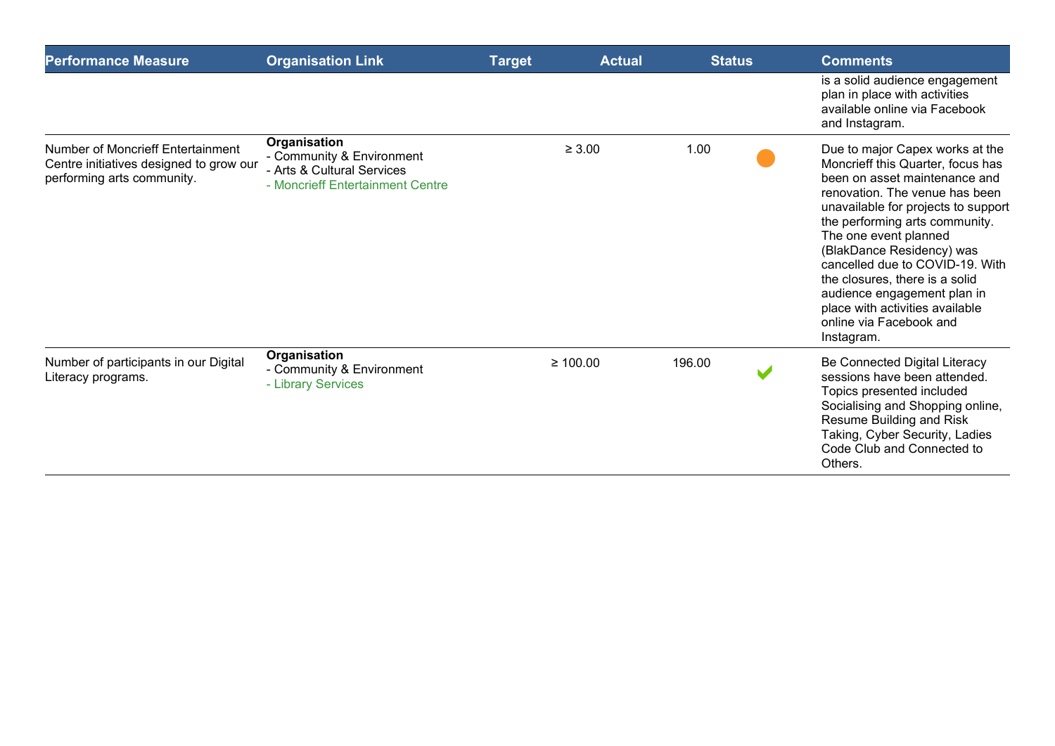| Performance Measure | Organisation Link | Target | Actual | Status | Comments |
|---|---|---|---|---|---|
| | | | | | is a solid audience engagement plan in place with activities available online via Facebook and Instagram. |
| Number of Moncrieff Entertainment Centre initiatives designed to grow our performing arts community. | **Organisation**<br>- Community & Environment<br>- Arts & Cultural Services<br>- Moncrieff Entertainment Centre | ≥ 3.00 | 1.00 | ● | Due to major Capex works at the Moncrieff this Quarter, focus has been on asset maintenance and renovation. The venue has been unavailable for projects to support the performing arts community. The one event planned (BlakDance Residency) was cancelled due to COVID-19. With the closures, there is a solid audience engagement plan in place with activities available online via Facebook and Instagram. |
| Number of participants in our Digital Literacy programs. | **Organisation**<br>- Community & Environment<br>- Library Services | ≥ 100.00 | 196.00 | ✔ | Be Connected Digital Literacy sessions have been attended. Topics presented included Socialising and Shopping online, Resume Building and Risk Taking, Cyber Security, Ladies Code Club and Connected to Others. |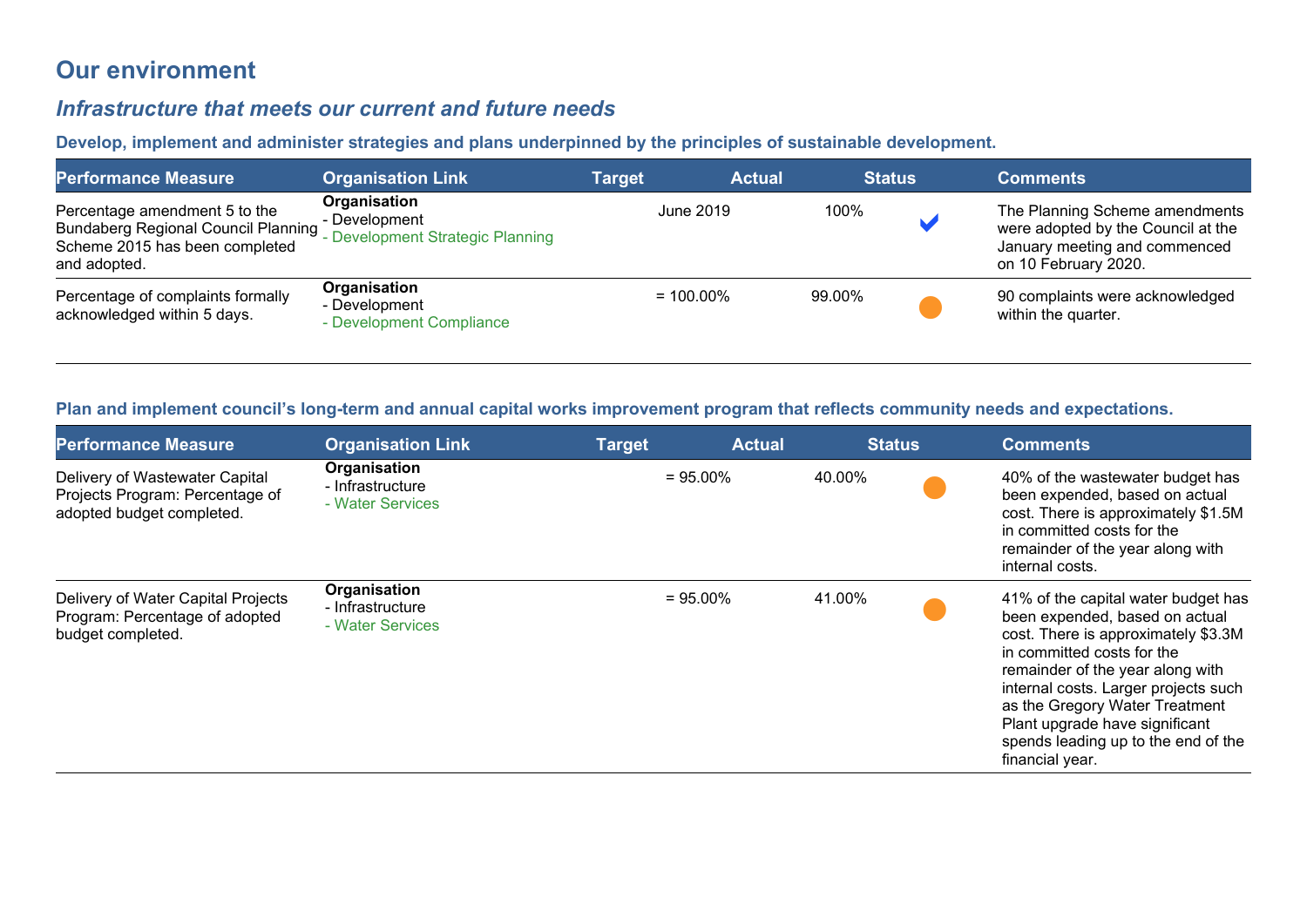# Our environment

## *Infrastructure that meets our current and future needs*

### Develop, implement and administer strategies and plans underpinned by the principles of sustainable development.

| Performance Measure | Organisation Link | Target | Actual | Status | Comments |
|---|---|---|---|---|---|
| Percentage amendment 5 to the Bundaberg Regional Council Planning Scheme 2015 has been completed and adopted. | **Organisation**<br>- Development<br>- Development Strategic Planning | June 2019 | 100% | ✔ | The Planning Scheme amendments were adopted by the Council at the January meeting and commenced on 10 February 2020. |
| Percentage of complaints formally acknowledged within 5 days. | **Organisation**<br>- Development<br>- Development Compliance | = 100.00% | 99.00% | ● | 90 complaints were acknowledged within the quarter. |

### Plan and implement council's long-term and annual capital works improvement program that reflects community needs and expectations.

| Performance Measure | Organisation Link | Target | Actual | Status | Comments |
|---|---|---|---|---|---|
| Delivery of Wastewater Capital Projects Program: Percentage of adopted budget completed. | **Organisation**<br>- Infrastructure<br>- Water Services | = 95.00% | 40.00% | ● | 40% of the wastewater budget has been expended, based on actual cost. There is approximately $1.5M in committed costs for the remainder of the year along with internal costs. |
| Delivery of Water Capital Projects Program: Percentage of adopted budget completed. | **Organisation**<br>- Infrastructure<br>- Water Services | = 95.00% | 41.00% | ● | 41% of the capital water budget has been expended, based on actual cost. There is approximately $3.3M in committed costs for the remainder of the year along with internal costs. Larger projects such as the Gregory Water Treatment Plant upgrade have significant spends leading up to the end of the financial year. |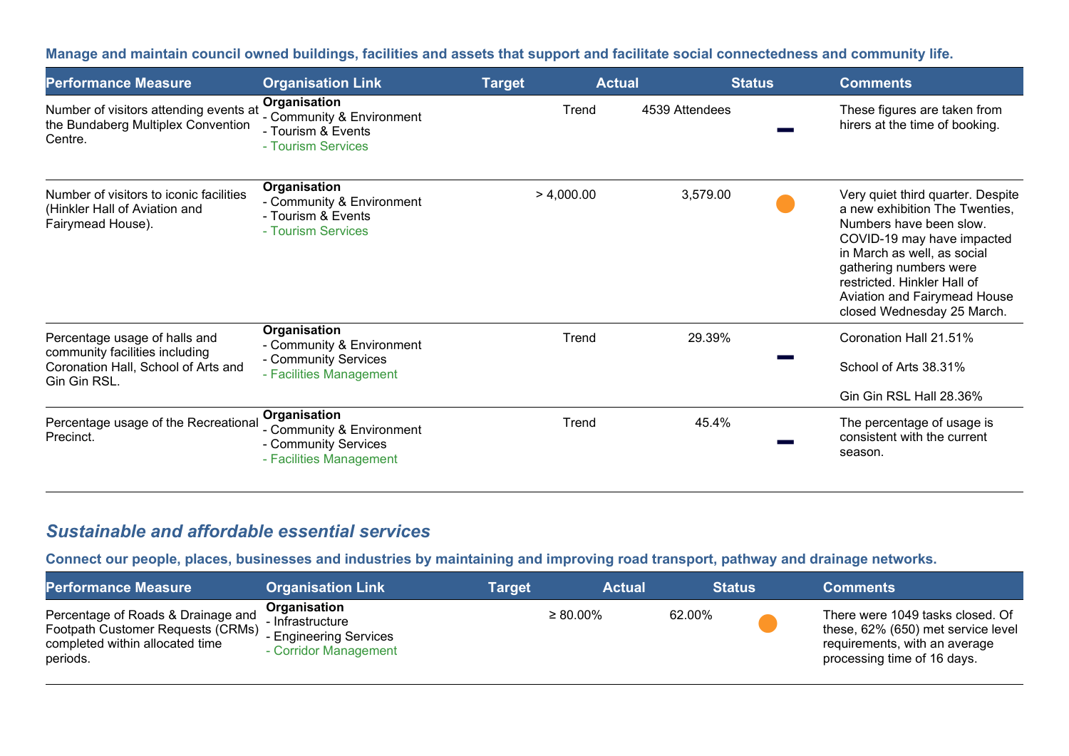**Manage and maintain council owned buildings, facilities and assets that support and facilitate social connectedness and community life.**

| Performance Measure | Organisation Link | Target | Actual | Status | Comments |
|---|---|---|---|---|---|
| Number of visitors attending events at the Bundaberg Multiplex Convention Centre. | **Organisation**<br>- Community & Environment<br>- Tourism & Events<br>- Tourism Services | Trend | 4539 Attendees | — | These figures are taken from hirers at the time of booking. |
| Number of visitors to iconic facilities (Hinkler Hall of Aviation and Fairymead House). | **Organisation**<br>- Community & Environment<br>- Tourism & Events<br>- Tourism Services | > 4,000.00 | 3,579.00 | ● | Very quiet third quarter. Despite a new exhibition The Twenties, Numbers have been slow. COVID-19 may have impacted in March as well, as social gathering numbers were restricted. Hinkler Hall of Aviation and Fairymead House closed Wednesday 25 March. |
| Percentage usage of halls and community facilities including Coronation Hall, School of Arts and Gin Gin RSL. | **Organisation**<br>- Community & Environment<br>- Community Services<br>- Facilities Management | Trend | 29.39% | — | Coronation Hall 21.51%<br><br>School of Arts 38.31%<br><br>Gin Gin RSL Hall 28.36% |
| Percentage usage of the Recreational Precinct. | **Organisation**<br>- Community & Environment<br>- Community Services<br>- Facilities Management | Trend | 45.4% | — | The percentage of usage is consistent with the current season. |

## *Sustainable and affordable essential services*

**Connect our people, places, businesses and industries by maintaining and improving road transport, pathway and drainage networks.**

| Performance Measure | Organisation Link | Target | Actual | Status | Comments |
|---|---|---|---|---|---|
| Percentage of Roads & Drainage and Footpath Customer Requests (CRMs) completed within allocated time periods. | **Organisation**<br>- Infrastructure<br>- Engineering Services<br>- Corridor Management | ≥ 80.00% | 62.00% | ● | There were 1049 tasks closed. Of these, 62% (650) met service level requirements, with an average processing time of 16 days. |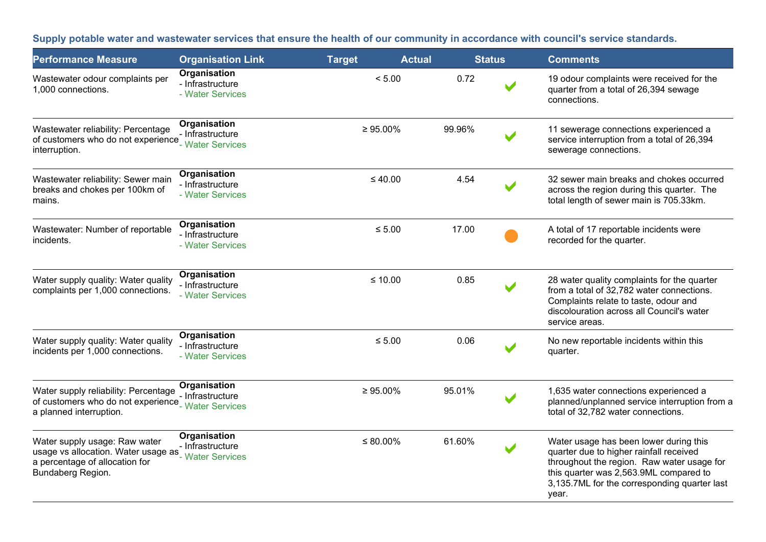**Supply potable water and wastewater services that ensure the health of our community in accordance with council's service standards.**

| Performance Measure | Organisation Link | Target | Actual | Status | Comments |
|---|---|---|---|---|---|
| Wastewater odour complaints per 1,000 connections. | **Organisation**<br>- Infrastructure<br>- Water Services | < 5.00 | 0.72 | ✔ | 19 odour complaints were received for the quarter from a total of 26,394 sewage connections. |
| Wastewater reliability: Percentage of customers who do not experience interruption. | **Organisation**<br>- Infrastructure<br>- Water Services | ≥ 95.00% | 99.96% | ✔ | 11 sewerage connections experienced a service interruption from a total of 26,394 sewerage connections. |
| Wastewater reliability: Sewer main breaks and chokes per 100km of mains. | **Organisation**<br>- Infrastructure<br>- Water Services | ≤ 40.00 | 4.54 | ✔ | 32 sewer main breaks and chokes occurred across the region during this quarter. The total length of sewer main is 705.33km. |
| Wastewater: Number of reportable incidents. | **Organisation**<br>- Infrastructure<br>- Water Services | ≤ 5.00 | 17.00 | ● | A total of 17 reportable incidents were recorded for the quarter. |
| Water supply quality: Water quality complaints per 1,000 connections. | **Organisation**<br>- Infrastructure<br>- Water Services | ≤ 10.00 | 0.85 | ✔ | 28 water quality complaints for the quarter from a total of 32,782 water connections. Complaints relate to taste, odour and discolouration across all Council's water service areas. |
| Water supply quality: Water quality incidents per 1,000 connections. | **Organisation**<br>- Infrastructure<br>- Water Services | ≤ 5.00 | 0.06 | ✔ | No new reportable incidents within this quarter. |
| Water supply reliability: Percentage of customers who do not experience a planned interruption. | **Organisation**<br>- Infrastructure<br>- Water Services | ≥ 95.00% | 95.01% | ✔ | 1,635 water connections experienced a planned/unplanned service interruption from a total of 32,782 water connections. |
| Water supply usage: Raw water usage vs allocation. Water usage as a percentage of allocation for Bundaberg Region. | **Organisation**<br>- Infrastructure<br>- Water Services | ≤ 80.00% | 61.60% | ✔ | Water usage has been lower during this quarter due to higher rainfall received throughout the region. Raw water usage for this quarter was 2,563.9ML compared to 3,135.7ML for the corresponding quarter last year. |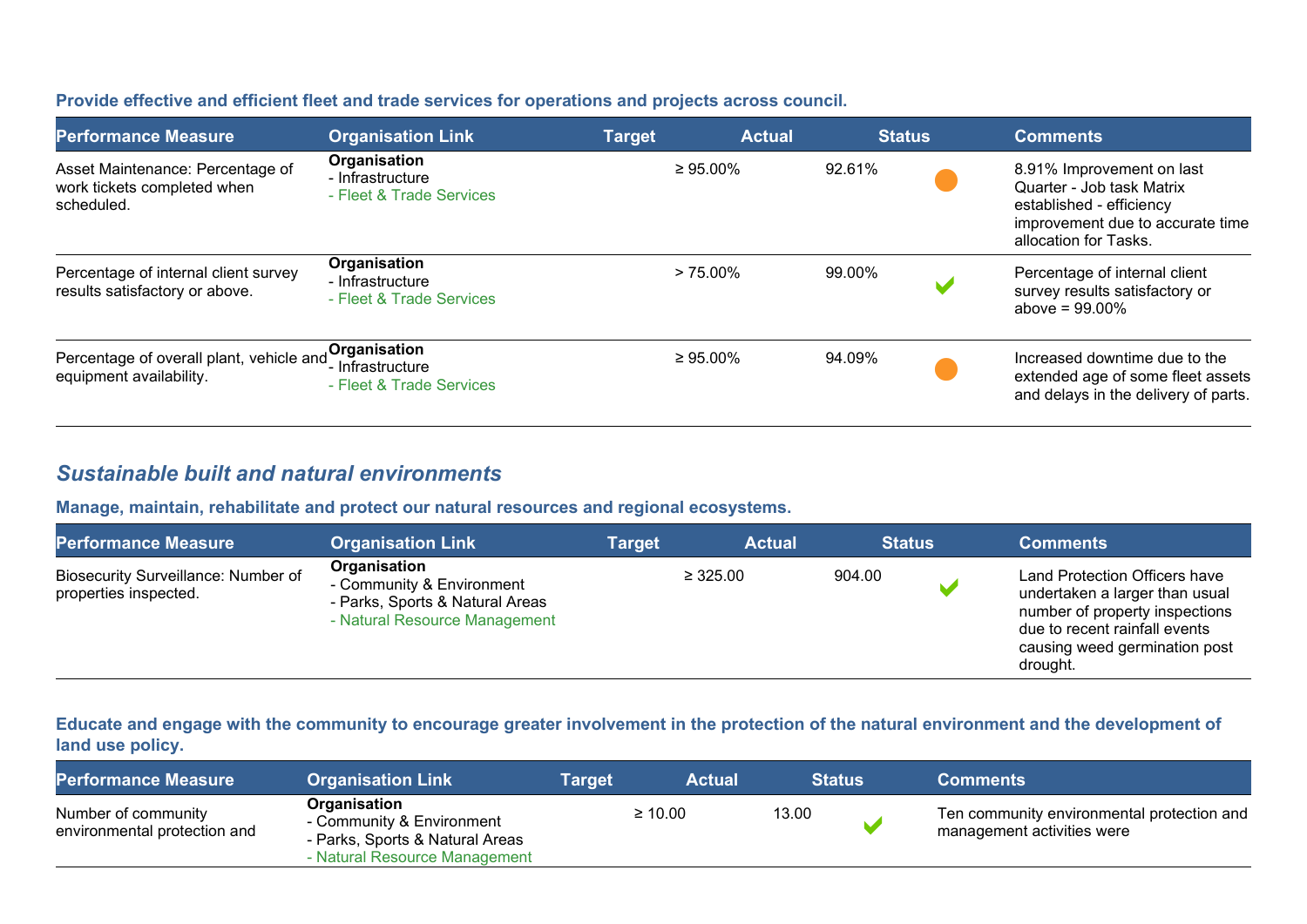**Provide effective and efficient fleet and trade services for operations and projects across council.**

| Performance Measure | Organisation Link | Target | Actual | Status | Comments |
|---|---|---|---|---|---|
| Asset Maintenance: Percentage of work tickets completed when scheduled. | **Organisation**<br>- Infrastructure<br>- Fleet & Trade Services | ≥ 95.00% | 92.61% | ● | 8.91% Improvement on last Quarter - Job task Matrix established - efficiency improvement due to accurate time allocation for Tasks. |
| Percentage of internal client survey results satisfactory or above. | **Organisation**<br>- Infrastructure<br>- Fleet & Trade Services | > 75.00% | 99.00% | ✔ | Percentage of internal client survey results satisfactory or above = 99.00% |
| Percentage of overall plant, vehicle and equipment availability. | **Organisation**<br>- Infrastructure<br>- Fleet & Trade Services | ≥ 95.00% | 94.09% | ● | Increased downtime due to the extended age of some fleet assets and delays in the delivery of parts. |

## *Sustainable built and natural environments*

**Manage, maintain, rehabilitate and protect our natural resources and regional ecosystems.**

| Performance Measure | Organisation Link | Target | Actual | Status | Comments |
|---|---|---|---|---|---|
| Biosecurity Surveillance: Number of properties inspected. | **Organisation**<br>- Community & Environment<br>- Parks, Sports & Natural Areas<br>- Natural Resource Management | ≥ 325.00 | 904.00 | ✔ | Land Protection Officers have undertaken a larger than usual number of property inspections due to recent rainfall events causing weed germination post drought. |

**Educate and engage with the community to encourage greater involvement in the protection of the natural environment and the development of land use policy.**

| Performance Measure | Organisation Link | Target | Actual | Status | Comments |
|---|---|---|---|---|---|
| Number of community environmental protection and | **Organisation**<br>- Community & Environment<br>- Parks, Sports & Natural Areas<br>- Natural Resource Management | ≥ 10.00 | 13.00 | ✔ | Ten community environmental protection and management activities were |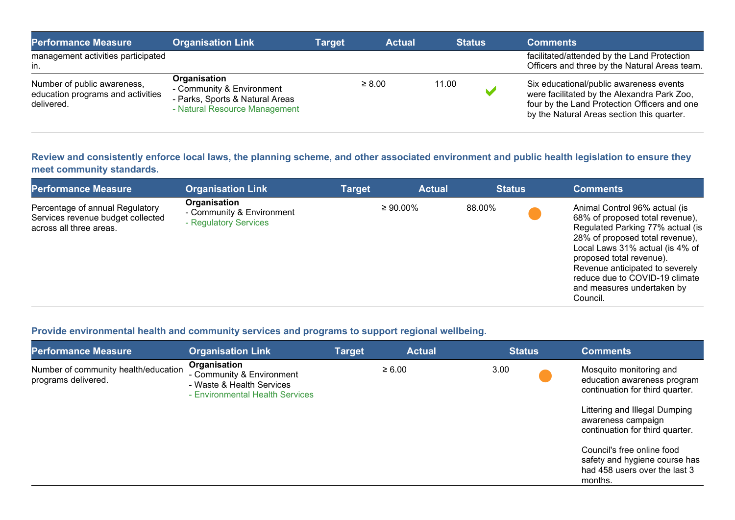| Performance Measure | Organisation Link | Target | Actual | Status | Comments |
|---|---|---|---|---|---|
| management activities participated in. | | | | | facilitated/attended by the Land Protection Officers and three by the Natural Areas team. |
| Number of public awareness, education programs and activities delivered. | **Organisation**<br>- Community & Environment<br>- Parks, Sports & Natural Areas<br>- Natural Resource Management | ≥ 8.00 | 11.00 | ✔ | Six educational/public awareness events were facilitated by the Alexandra Park Zoo, four by the Land Protection Officers and one by the Natural Areas section this quarter. |

### Review and consistently enforce local laws, the planning scheme, and other associated environment and public health legislation to ensure they meet community standards.

| Performance Measure | Organisation Link | Target | Actual | Status | Comments |
|---|---|---|---|---|---|
| Percentage of annual Regulatory Services revenue budget collected across all three areas. | **Organisation**<br>- Community & Environment<br>- Regulatory Services | ≥ 90.00% | 88.00% | ● | Animal Control 96% actual (is 68% of proposed total revenue), Regulated Parking 77% actual (is 28% of proposed total revenue), Local Laws 31% actual (is 4% of proposed total revenue). Revenue anticipated to severely reduce due to COVID-19 climate and measures undertaken by Council. |

### Provide environmental health and community services and programs to support regional wellbeing.

| Performance Measure | Organisation Link | Target | Actual | Status | Comments |
|---|---|---|---|---|---|
| Number of community health/education programs delivered. | **Organisation**<br>- Community & Environment<br>- Waste & Health Services<br>- Environmental Health Services | ≥ 6.00 | 3.00 | ● | Mosquito monitoring and education awareness program continuation for third quarter.<br><br>Littering and Illegal Dumping awareness campaign continuation for third quarter.<br><br>Council's free online food safety and hygiene course has had 458 users over the last 3 months. |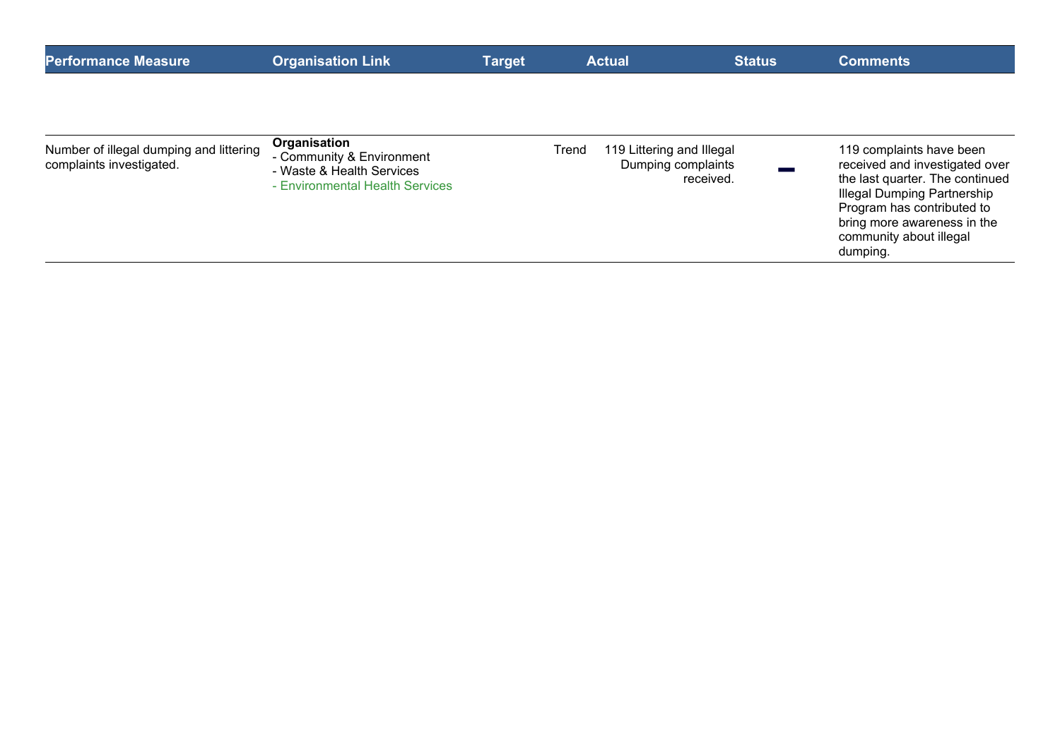| Performance Measure | Organisation Link | Target | Actual | Status | Comments |
|---|---|---|---|---|---|
| Number of illegal dumping and littering complaints investigated. | **Organisation**<br>- Community & Environment<br>- Waste & Health Services<br>- Environmental Health Services | Trend | 119 Littering and Illegal Dumping complaints received. | — | 119 complaints have been received and investigated over the last quarter. The continued Illegal Dumping Partnership Program has contributed to bring more awareness in the community about illegal dumping. |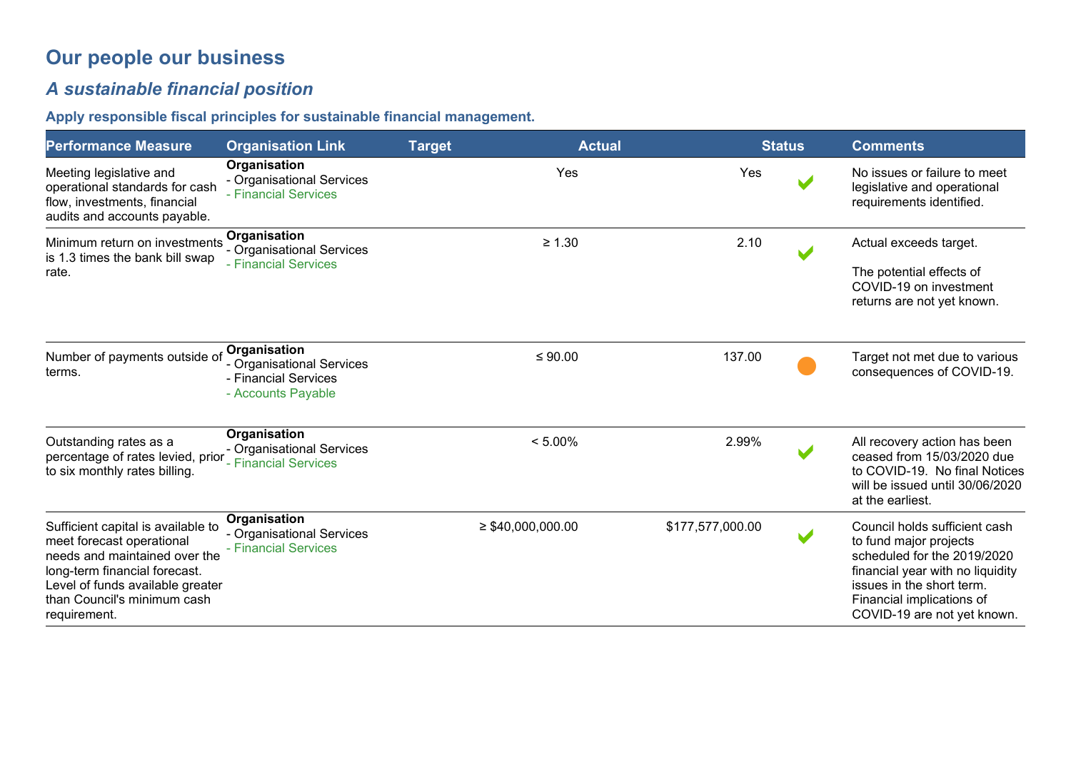# Our people our business

## *A sustainable financial position*

### Apply responsible fiscal principles for sustainable financial management.

| Performance Measure | Organisation Link | Target | Actual | Status | Comments |
|---|---|---|---|---|---|
| Meeting legislative and operational standards for cash flow, investments, financial audits and accounts payable. | **Organisation**<br>- Organisational Services<br>- Financial Services | Yes | Yes | ✔ | No issues or failure to meet legislative and operational requirements identified. |
| Minimum return on investments is 1.3 times the bank bill swap rate. | **Organisation**<br>- Organisational Services<br>- Financial Services | ≥ 1.30 | 2.10 | ✔ | Actual exceeds target.<br><br>The potential effects of COVID-19 on investment returns are not yet known. |
| Number of payments outside of terms. | **Organisation**<br>- Organisational Services<br>- Financial Services<br>- Accounts Payable | ≤ 90.00 | 137.00 | ● | Target not met due to various consequences of COVID-19. |
| Outstanding rates as a percentage of rates levied, prior to six monthly rates billing. | **Organisation**<br>- Organisational Services<br>- Financial Services | < 5.00% | 2.99% | ✔ | All recovery action has been ceased from 15/03/2020 due to COVID-19. No final Notices will be issued until 30/06/2020 at the earliest. |
| Sufficient capital is available to meet forecast operational needs and maintained over the long-term financial forecast. Level of funds available greater than Council's minimum cash requirement. | **Organisation**<br>- Organisational Services<br>- Financial Services | ≥ $40,000,000.00 | $177,577,000.00 | ✔ | Council holds sufficient cash to fund major projects scheduled for the 2019/2020 financial year with no liquidity issues in the short term. Financial implications of COVID-19 are not yet known. |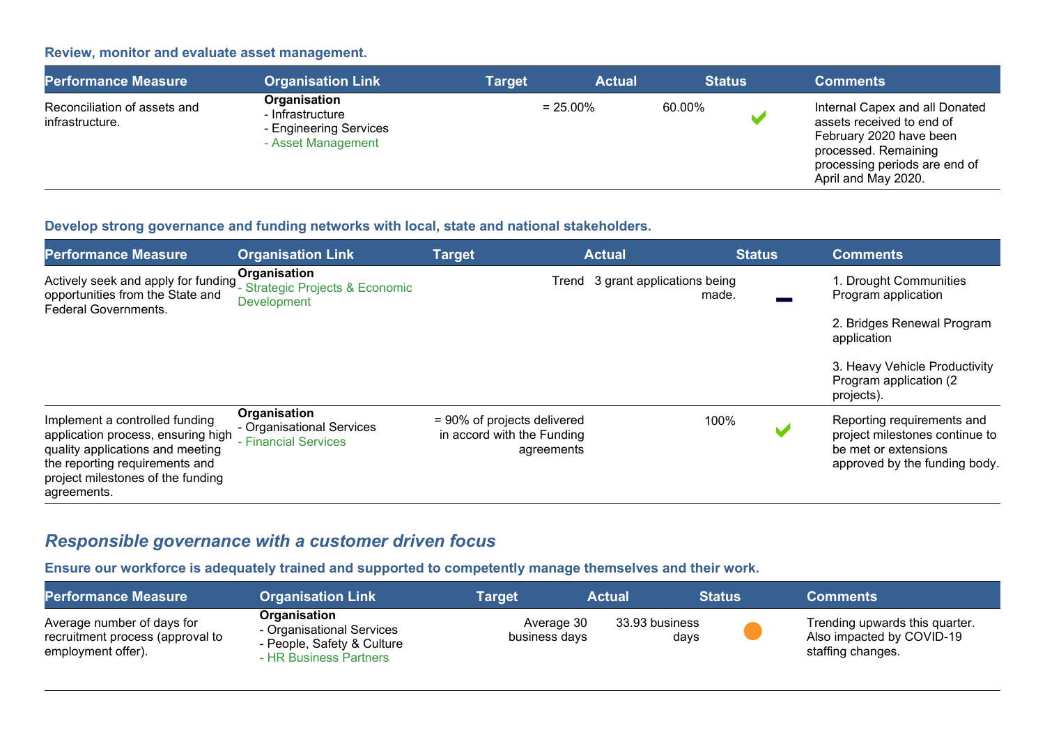### Review, monitor and evaluate asset management.

| Performance Measure | Organisation Link | Target | Actual | Status | Comments |
|---|---|---|---|---|---|
| Reconciliation of assets and infrastructure. | **Organisation**<br>- Infrastructure<br>- Engineering Services<br>- Asset Management | = 25.00% | 60.00% | ✔ | Internal Capex and all Donated assets received to end of February 2020 have been processed. Remaining processing periods are end of April and May 2020. |

### Develop strong governance and funding networks with local, state and national stakeholders.

| Performance Measure | Organisation Link | Target | Actual | Status | Comments |
|---|---|---|---|---|---|
| Actively seek and apply for funding opportunities from the State and Federal Governments. | **Organisation**<br>- Strategic Projects & Economic Development | Trend | 3 grant applications being made. | ▬ | 1. Drought Communities Program application<br><br>2. Bridges Renewal Program application<br><br>3. Heavy Vehicle Productivity Program application (2 projects). |
| Implement a controlled funding application process, ensuring high quality applications and meeting the reporting requirements and project milestones of the funding agreements. | **Organisation**<br>- Organisational Services<br>- Financial Services | = 90% of projects delivered in accord with the Funding agreements | 100% | ✔ | Reporting requirements and project milestones continue to be met or extensions approved by the funding body. |

## *Responsible governance with a customer driven focus*

### Ensure our workforce is adequately trained and supported to competently manage themselves and their work.

| Performance Measure | Organisation Link | Target | Actual | Status | Comments |
|---|---|---|---|---|---|
| Average number of days for recruitment process (approval to employment offer). | **Organisation**<br>- Organisational Services<br>- People, Safety & Culture<br>- HR Business Partners | Average 30 business days | 33.93 business days | ● | Trending upwards this quarter. Also impacted by COVID-19 staffing changes. |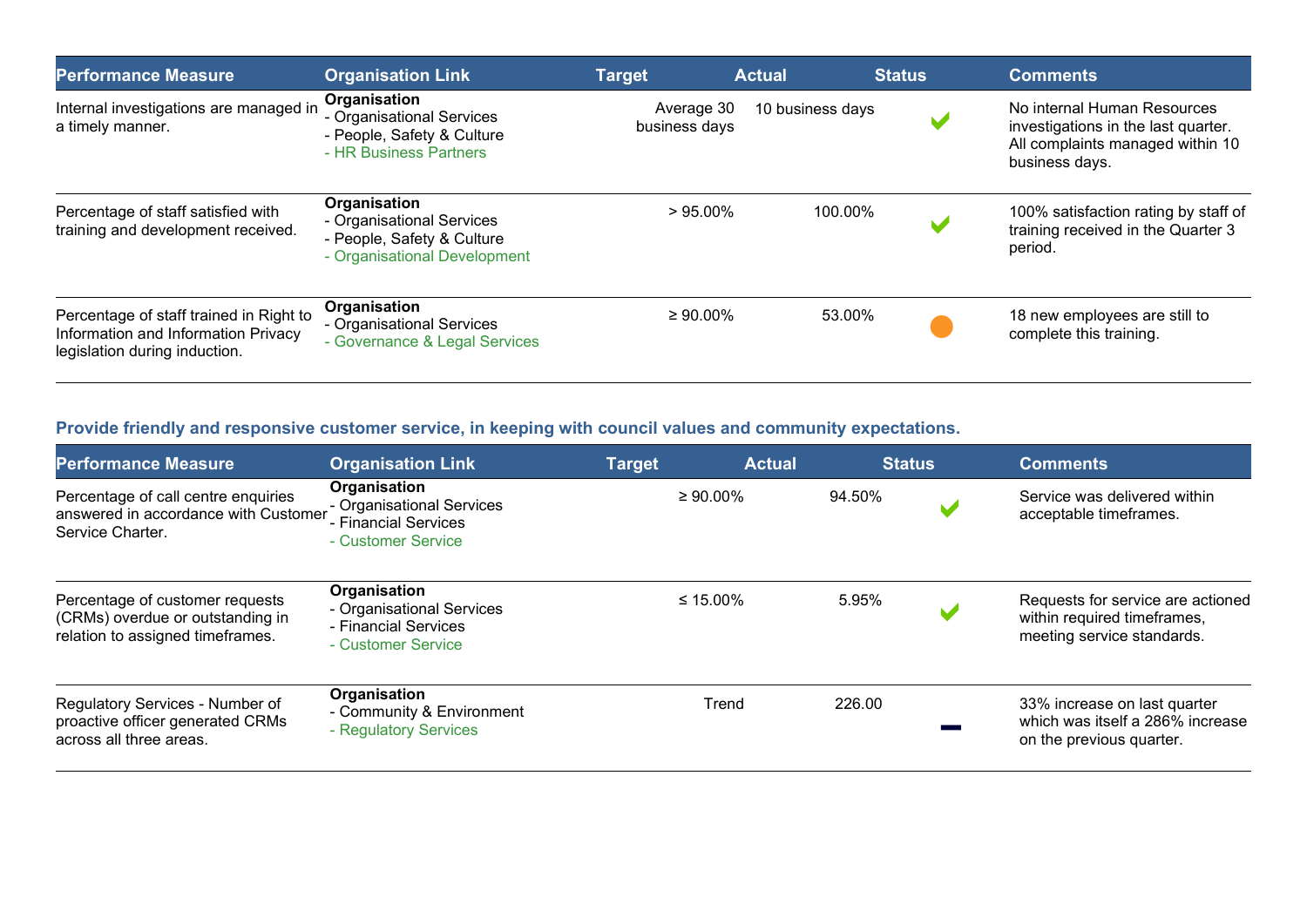| Performance Measure | Organisation Link | Target | Actual | Status | Comments |
|---|---|---|---|---|---|
| Internal investigations are managed in a timely manner. | **Organisation**<br>- Organisational Services<br>- People, Safety & Culture<br>- HR Business Partners | Average 30 business days | 10 business days | ✔ | No internal Human Resources investigations in the last quarter. All complaints managed within 10 business days. |
| Percentage of staff satisfied with training and development received. | **Organisation**<br>- Organisational Services<br>- People, Safety & Culture<br>- Organisational Development | > 95.00% | 100.00% | ✔ | 100% satisfaction rating by staff of training received in the Quarter 3 period. |
| Percentage of staff trained in Right to Information and Information Privacy legislation during induction. | **Organisation**<br>- Organisational Services<br>- Governance & Legal Services | ≥ 90.00% | 53.00% | ● | 18 new employees are still to complete this training. |

### Provide friendly and responsive customer service, in keeping with council values and community expectations.

| Performance Measure | Organisation Link | Target | Actual | Status | Comments |
|---|---|---|---|---|---|
| Percentage of call centre enquiries answered in accordance with Customer Service Charter. | **Organisation**<br>- Organisational Services<br>- Financial Services<br>- Customer Service | ≥ 90.00% | 94.50% | ✔ | Service was delivered within acceptable timeframes. |
| Percentage of customer requests (CRMs) overdue or outstanding in relation to assigned timeframes. | **Organisation**<br>- Organisational Services<br>- Financial Services<br>- Customer Service | ≤ 15.00% | 5.95% | ✔ | Requests for service are actioned within required timeframes, meeting service standards. |
| Regulatory Services - Number of proactive officer generated CRMs across all three areas. | **Organisation**<br>- Community & Environment<br>- Regulatory Services | Trend | 226.00 | — | 33% increase on last quarter which was itself a 286% increase on the previous quarter. |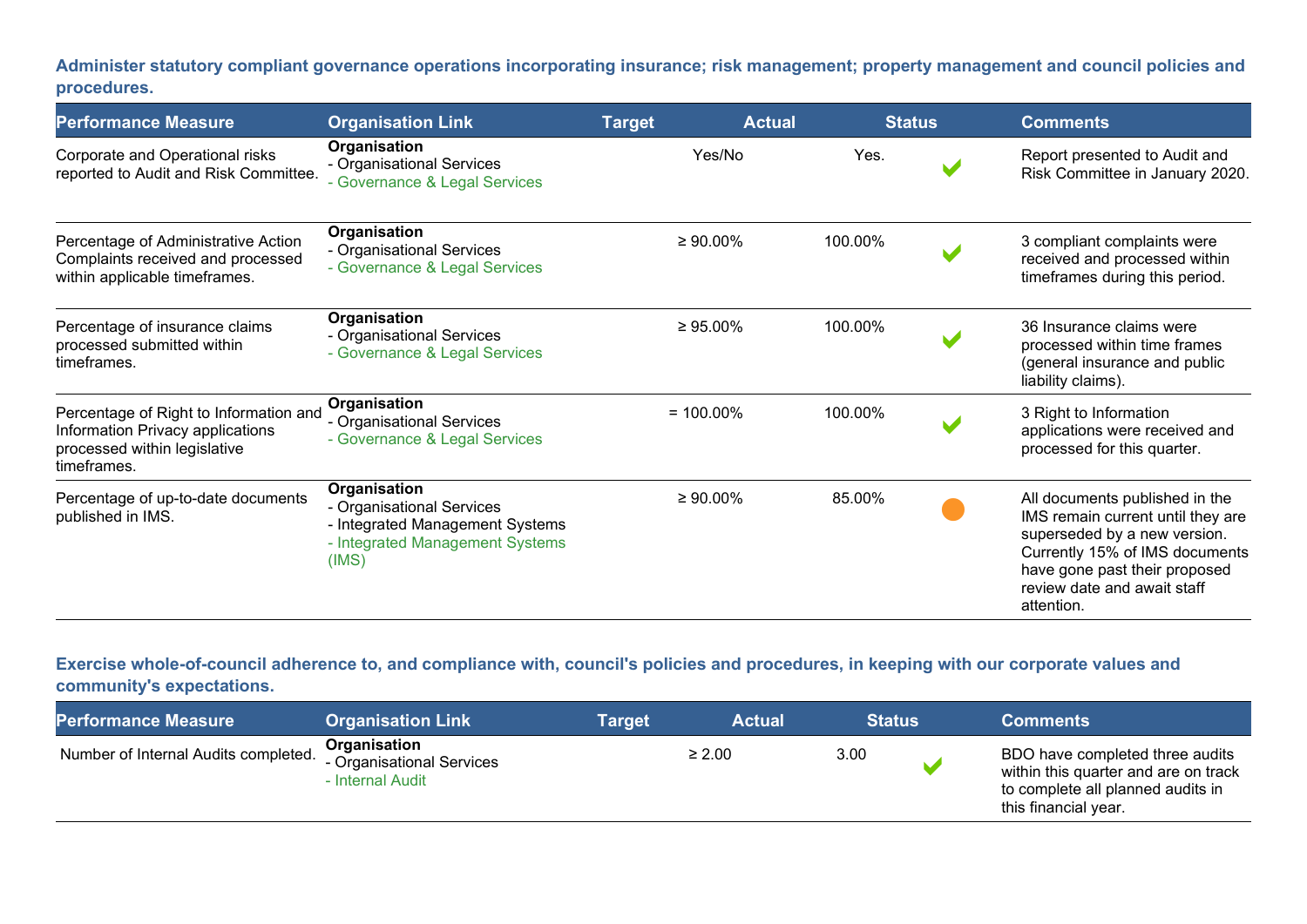**Administer statutory compliant governance operations incorporating insurance; risk management; property management and council policies and procedures.**

| Performance Measure | Organisation Link | Target | Actual | Status | Comments |
|---|---|---|---|---|---|
| Corporate and Operational risks reported to Audit and Risk Committee. | **Organisation**<br>- Organisational Services<br>- Governance & Legal Services | Yes/No | Yes. | ✔ | Report presented to Audit and Risk Committee in January 2020. |
| Percentage of Administrative Action Complaints received and processed within applicable timeframes. | **Organisation**<br>- Organisational Services<br>- Governance & Legal Services | ≥ 90.00% | 100.00% | ✔ | 3 compliant complaints were received and processed within timeframes during this period. |
| Percentage of insurance claims processed submitted within timeframes. | **Organisation**<br>- Organisational Services<br>- Governance & Legal Services | ≥ 95.00% | 100.00% | ✔ | 36 Insurance claims were processed within time frames (general insurance and public liability claims). |
| Percentage of Right to Information and Information Privacy applications processed within legislative timeframes. | **Organisation**<br>- Organisational Services<br>- Governance & Legal Services | = 100.00% | 100.00% | ✔ | 3 Right to Information applications were received and processed for this quarter. |
| Percentage of up-to-date documents published in IMS. | **Organisation**<br>- Organisational Services<br>- Integrated Management Systems<br>- Integrated Management Systems (IMS) | ≥ 90.00% | 85.00% | ● | All documents published in the IMS remain current until they are superseded by a new version. Currently 15% of IMS documents have gone past their proposed review date and await staff attention. |

**Exercise whole-of-council adherence to, and compliance with, council's policies and procedures, in keeping with our corporate values and community's expectations.**

| Performance Measure | Organisation Link | Target | Actual | Status | Comments |
|---|---|---|---|---|---|
| Number of Internal Audits completed. | **Organisation**<br>- Organisational Services<br>- Internal Audit | ≥ 2.00 | 3.00 | ✔ | BDO have completed three audits within this quarter and are on track to complete all planned audits in this financial year. |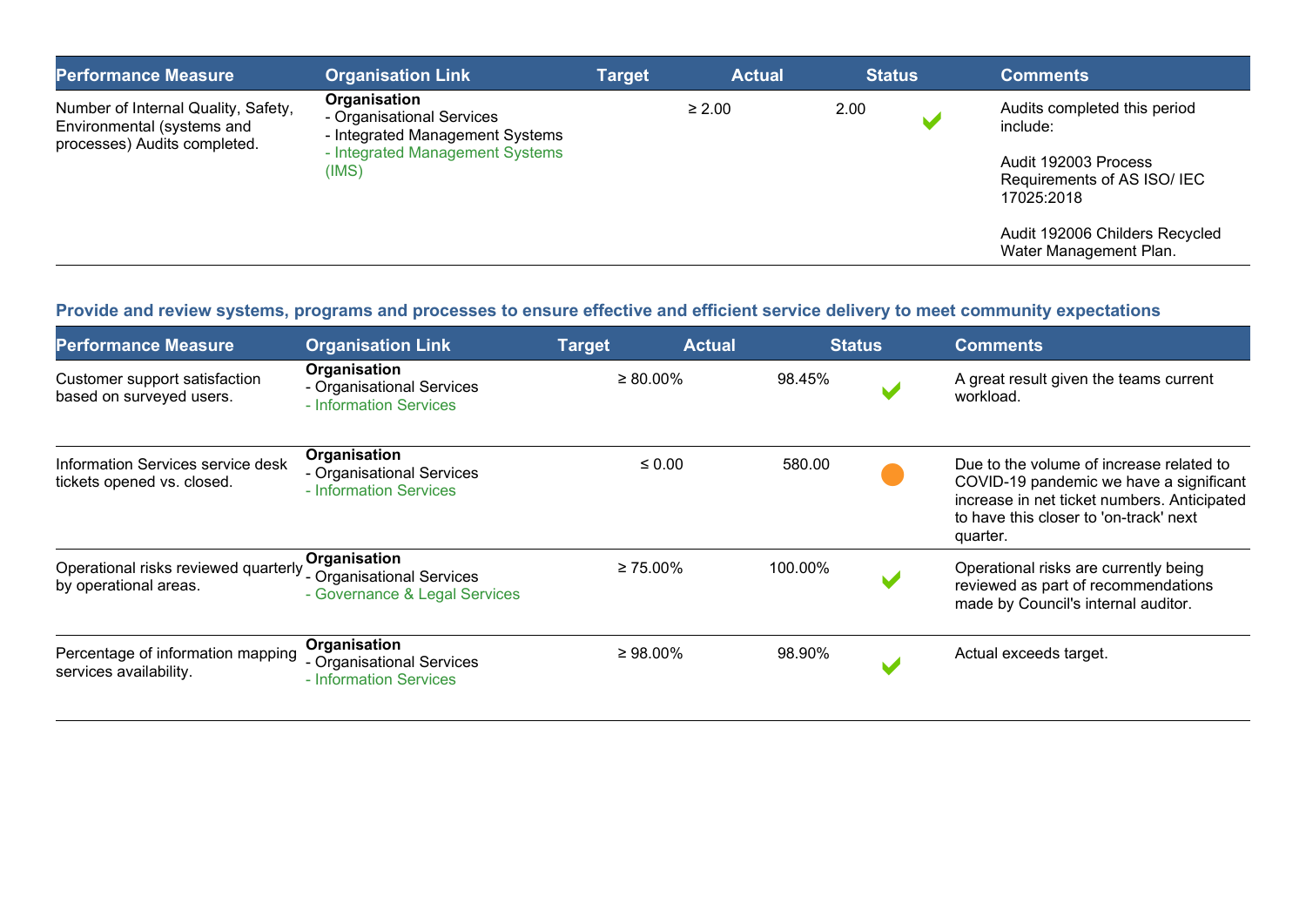| Performance Measure | Organisation Link | Target | Actual | Status | Comments |
|---|---|---|---|---|---|
| Number of Internal Quality, Safety, Environmental (systems and processes) Audits completed. | **Organisation**<br>- Organisational Services<br>- Integrated Management Systems<br>- Integrated Management Systems (IMS) | ≥ 2.00 | 2.00 | ✔ | Audits completed this period include:<br><br>Audit 192003 Process Requirements of AS ISO/ IEC 17025:2018<br><br>Audit 192006 Childers Recycled Water Management Plan. |

### Provide and review systems, programs and processes to ensure effective and efficient service delivery to meet community expectations

| Performance Measure | Organisation Link | Target | Actual | Status | Comments |
|---|---|---|---|---|---|
| Customer support satisfaction based on surveyed users. | **Organisation**<br>- Organisational Services<br>- Information Services | ≥ 80.00% | 98.45% | ✔ | A great result given the teams current workload. |
| Information Services service desk tickets opened vs. closed. | **Organisation**<br>- Organisational Services<br>- Information Services | ≤ 0.00 | 580.00 | ● | Due to the volume of increase related to COVID-19 pandemic we have a significant increase in net ticket numbers. Anticipated to have this closer to 'on-track' next quarter. |
| Operational risks reviewed quarterly by operational areas. | **Organisation**<br>- Organisational Services<br>- Governance & Legal Services | ≥ 75.00% | 100.00% | ✔ | Operational risks are currently being reviewed as part of recommendations made by Council's internal auditor. |
| Percentage of information mapping services availability. | **Organisation**<br>- Organisational Services<br>- Information Services | ≥ 98.00% | 98.90% | ✔ | Actual exceeds target. |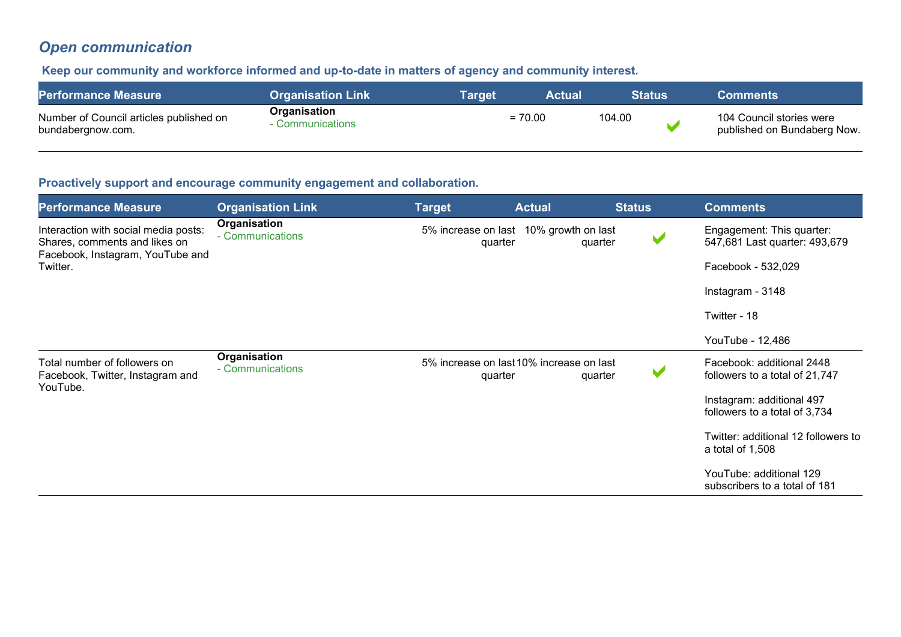## *Open communication*

### Keep our community and workforce informed and up-to-date in matters of agency and community interest.

| Performance Measure | Organisation Link | Target | Actual | Status | Comments |
|---|---|---|---|---|---|
| Number of Council articles published on bundabergnow.com. | **Organisation** - Communications | = 70.00 | 104.00 | ✔ | 104 Council stories were published on Bundaberg Now. |

### Proactively support and encourage community engagement and collaboration.

| Performance Measure | Organisation Link | Target | Actual | Status | Comments |
|---|---|---|---|---|---|
| Interaction with social media posts: Shares, comments and likes on Facebook, Instagram, YouTube and Twitter. | **Organisation** - Communications | 5% increase on last quarter | 10% growth on last quarter | ✔ | Engagement: This quarter: 547,681 Last quarter: 493,679<br><br>Facebook - 532,029<br><br>Instagram - 3148<br><br>Twitter - 18<br><br>YouTube - 12,486 |
| Total number of followers on Facebook, Twitter, Instagram and YouTube. | **Organisation** - Communications | 5% increase on last quarter | 10% increase on last quarter | ✔ | Facebook: additional 2448 followers to a total of 21,747<br><br>Instagram: additional 497 followers to a total of 3,734<br><br>Twitter: additional 12 followers to a total of 1,508<br><br>YouTube: additional 129 subscribers to a total of 181 |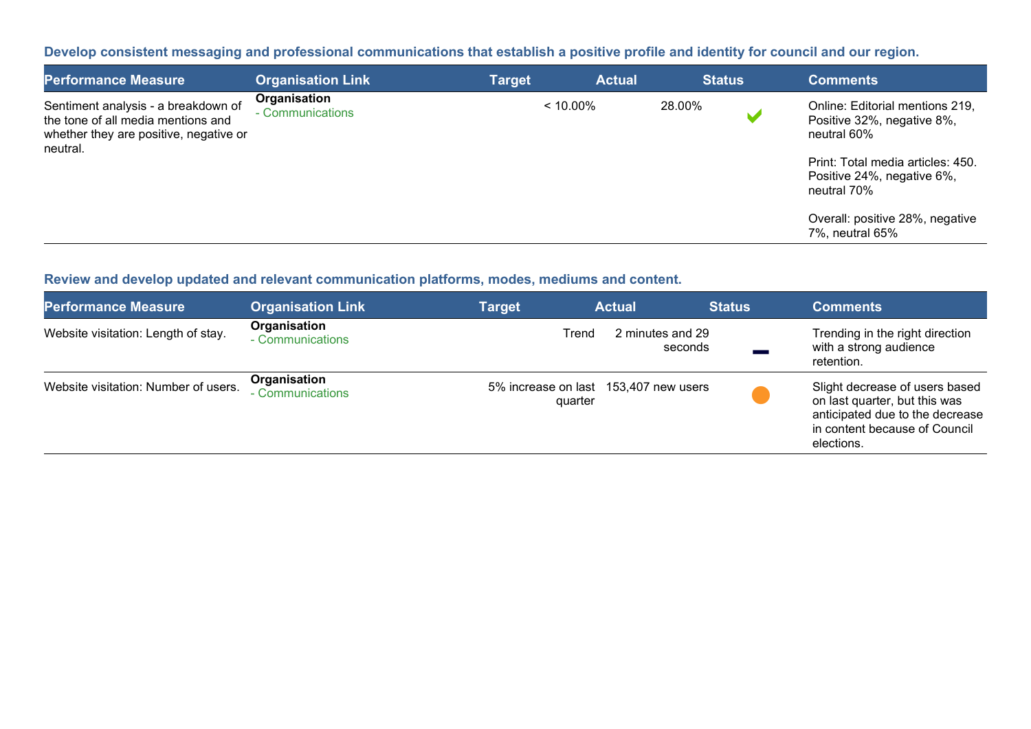### Develop consistent messaging and professional communications that establish a positive profile and identity for council and our region.

| Performance Measure | Organisation Link | Target | Actual | Status | Comments |
|---|---|---|---|---|---|
| Sentiment analysis - a breakdown of the tone of all media mentions and whether they are positive, negative or neutral. | **Organisation**<br>- Communications | < 10.00% | 28.00% | ✔ | Online: Editorial mentions 219, Positive 32%, negative 8%, neutral 60%<br><br>Print: Total media articles: 450. Positive 24%, negative 6%, neutral 70%<br><br>Overall: positive 28%, negative 7%, neutral 65% |

### Review and develop updated and relevant communication platforms, modes, mediums and content.

| Performance Measure | Organisation Link | Target | Actual | Status | Comments |
|---|---|---|---|---|---|
| Website visitation: Length of stay. | **Organisation**<br>- Communications | Trend | 2 minutes and 29 seconds | ▬ | Trending in the right direction with a strong audience retention. |
| Website visitation: Number of users. | **Organisation**<br>- Communications | 5% increase on last quarter | 153,407 new users | ● | Slight decrease of users based on last quarter, but this was anticipated due to the decrease in content because of Council elections. |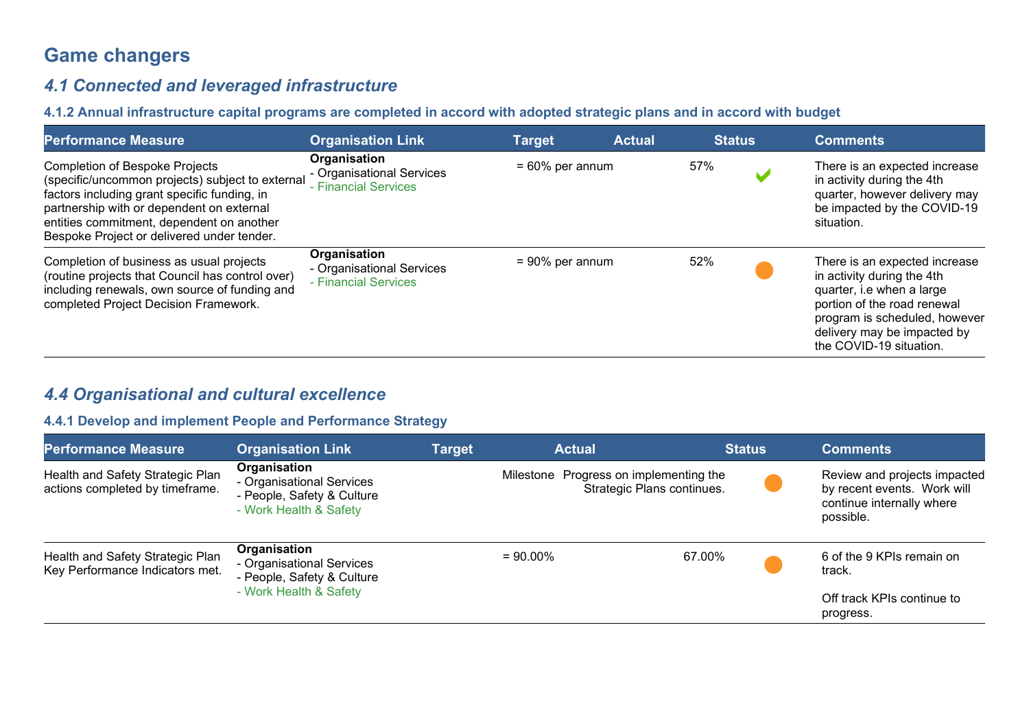# Game changers

## *4.1 Connected and leveraged infrastructure*

### 4.1.2 Annual infrastructure capital programs are completed in accord with adopted strategic plans and in accord with budget

| Performance Measure | Organisation Link | Target | Actual | Status | Comments |
|---|---|---|---|---|---|
| Completion of Bespoke Projects (specific/uncommon projects) subject to external factors including grant specific funding, in partnership with or dependent on external entities commitment, dependent on another Bespoke Project or delivered under tender. | **Organisation**<br>- Organisational Services<br>- Financial Services | = 60% per annum | 57% | ✔ | There is an expected increase in activity during the 4th quarter, however delivery may be impacted by the COVID-19 situation. |
| Completion of business as usual projects (routine projects that Council has control over) including renewals, own source of funding and completed Project Decision Framework. | **Organisation**<br>- Organisational Services<br>- Financial Services | = 90% per annum | 52% | ● | There is an expected increase in activity during the 4th quarter, i.e when a large portion of the road renewal program is scheduled, however delivery may be impacted by the COVID-19 situation. |

## *4.4 Organisational and cultural excellence*

### 4.4.1 Develop and implement People and Performance Strategy

| Performance Measure | Organisation Link | Target | Actual | Status | Comments |
|---|---|---|---|---|---|
| Health and Safety Strategic Plan actions completed by timeframe. | **Organisation**<br>- Organisational Services<br>- People, Safety & Culture<br>- Work Health & Safety | Milestone | Progress on implementing the Strategic Plans continues. | ● | Review and projects impacted by recent events. Work will continue internally where possible. |
| Health and Safety Strategic Plan Key Performance Indicators met. | **Organisation**<br>- Organisational Services<br>- People, Safety & Culture<br>- Work Health & Safety | = 90.00% | 67.00% | ● | 6 of the 9 KPIs remain on track.<br><br>Off track KPIs continue to progress. |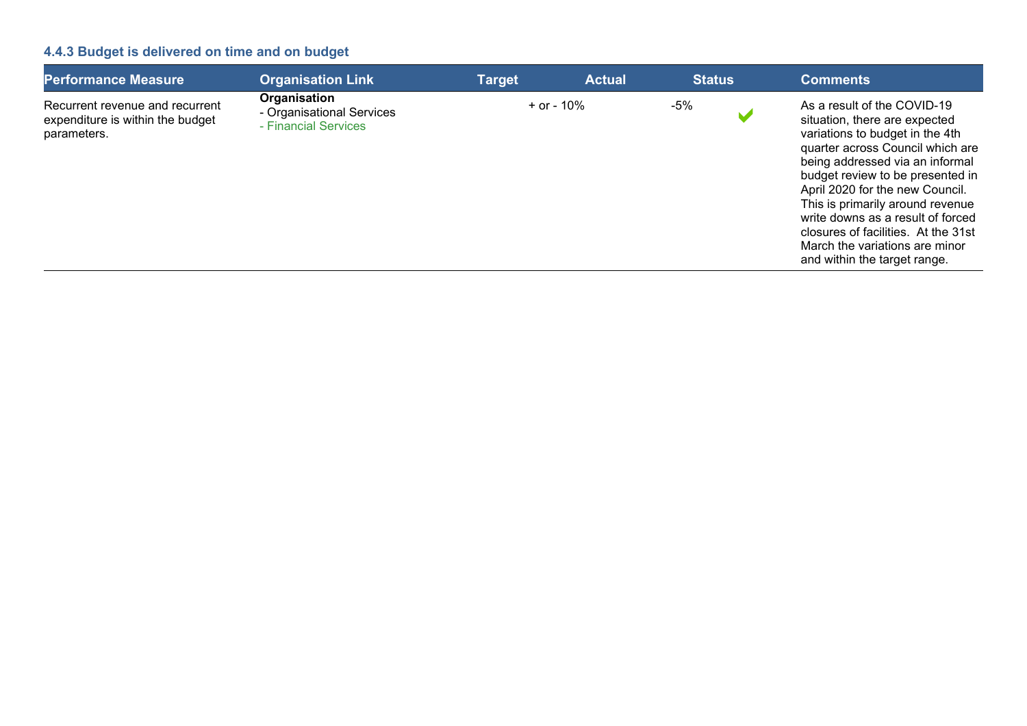### 4.4.3 Budget is delivered on time and on budget

| Performance Measure | Organisation Link | Target | Actual | Status | Comments |
|---|---|---|---|---|---|
| Recurrent revenue and recurrent expenditure is within the budget parameters. | **Organisation**<br>- Organisational Services<br>- Financial Services | + or - 10% | -5% | ✔ | As a result of the COVID-19 situation, there are expected variations to budget in the 4th quarter across Council which are being addressed via an informal budget review to be presented in April 2020 for the new Council. This is primarily around revenue write downs as a result of forced closures of facilities. At the 31st March the variations are minor and within the target range. |